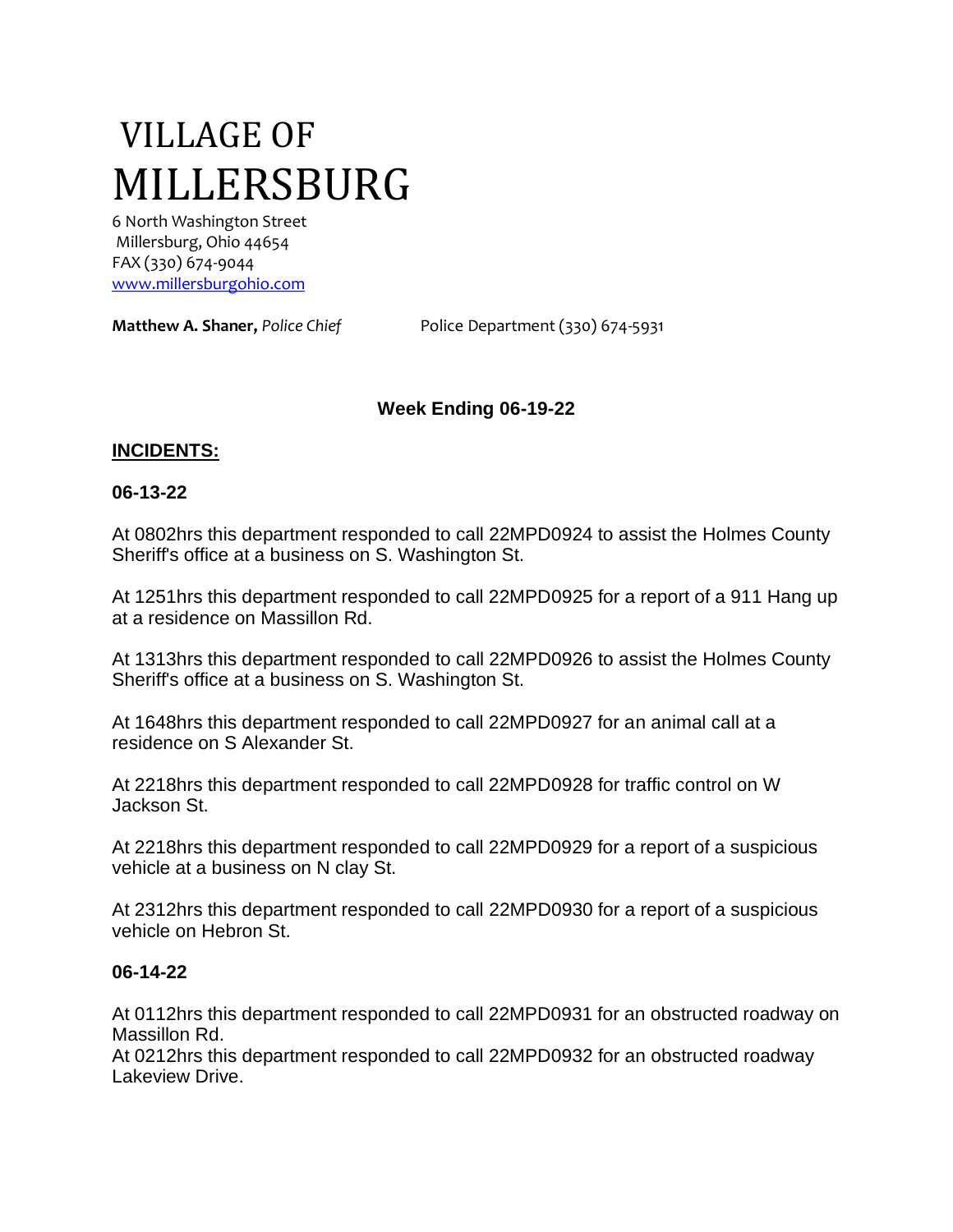# VILLAGE OF
# MILLERSBURG

6 North Washington Street
Millersburg, Ohio 44654
FAX (330) 674-9044
www.millersburgohio.com

**Matthew A. Shaner,** *Police Chief* Police Department (330) 674-5931

**Week Ending 06-19-22**

## INCIDENTS:

**06-13-22**

At 0802hrs this department responded to call 22MPD0924 to assist the Holmes County Sheriff's office at a business on S. Washington St.

At 1251hrs this department responded to call 22MPD0925 for a report of a 911 Hang up at a residence on Massillon Rd.

At 1313hrs this department responded to call 22MPD0926 to assist the Holmes County Sheriff's office at a business on S. Washington St.

At 1648hrs this department responded to call 22MPD0927 for an animal call at a residence on S Alexander St.

At 2218hrs this department responded to call 22MPD0928 for traffic control on W Jackson St.

At 2218hrs this department responded to call 22MPD0929 for a report of a suspicious vehicle at a business on N clay St.

At 2312hrs this department responded to call 22MPD0930 for a report of a suspicious vehicle on Hebron St.

**06-14-22**

At 0112hrs this department responded to call 22MPD0931 for an obstructed roadway on Massillon Rd.
At 0212hrs this department responded to call 22MPD0932 for an obstructed roadway Lakeview Drive.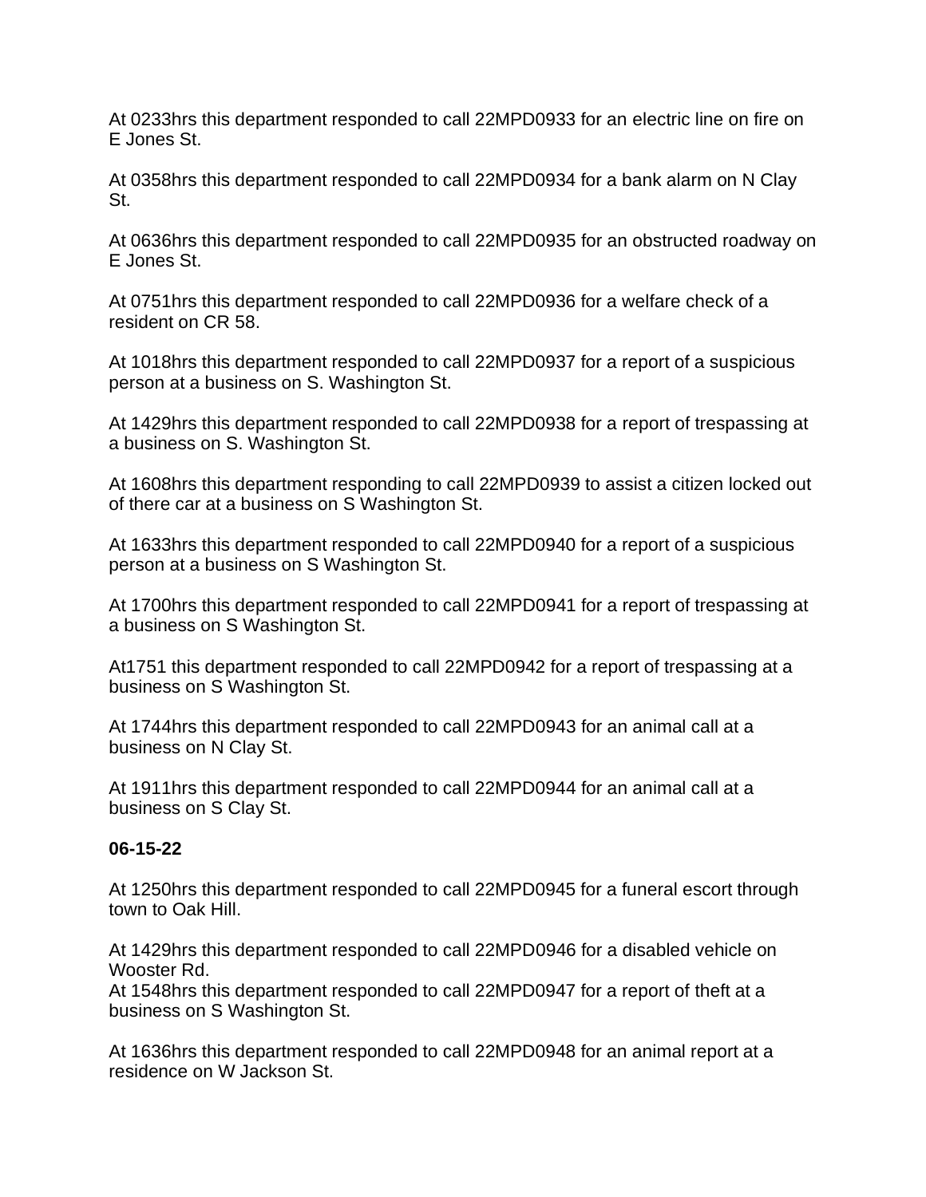At 0233hrs this department responded to call 22MPD0933 for an electric line on fire on E Jones St.

At 0358hrs this department responded to call 22MPD0934 for a bank alarm on N Clay St.

At 0636hrs this department responded to call 22MPD0935 for an obstructed roadway on E Jones St.

At 0751hrs this department responded to call 22MPD0936 for a welfare check of a resident on CR 58.

At 1018hrs this department responded to call 22MPD0937 for a report of a suspicious person at a business on S. Washington St.

At 1429hrs this department responded to call 22MPD0938 for a report of trespassing at a business on S. Washington St.

At 1608hrs this department responding to call 22MPD0939 to assist a citizen locked out of there car at a business on S Washington St.

At 1633hrs this department responded to call 22MPD0940 for a report of a suspicious person at a business on S Washington St.

At 1700hrs this department responded to call 22MPD0941 for a report of trespassing at a business on S Washington St.

At1751 this department responded to call 22MPD0942 for a report of trespassing at a business on S Washington St.

At 1744hrs this department responded to call 22MPD0943 for an animal call at a business on N Clay St.

At 1911hrs this department responded to call 22MPD0944 for an animal call at a business on S Clay St.

**06-15-22**

At 1250hrs this department responded to call 22MPD0945 for a funeral escort through town to Oak Hill.

At 1429hrs this department responded to call 22MPD0946 for a disabled vehicle on Wooster Rd.
At 1548hrs this department responded to call 22MPD0947 for a report of theft at a business on S Washington St.

At 1636hrs this department responded to call 22MPD0948 for an animal report at a residence on W Jackson St.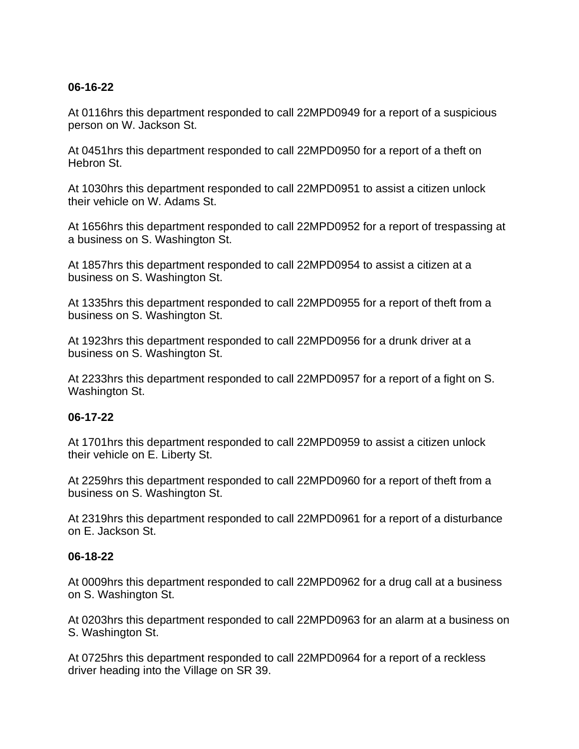**06-16-22**

At 0116hrs this department responded to call 22MPD0949 for a report of a suspicious person on W. Jackson St.

At 0451hrs this department responded to call 22MPD0950 for a report of a theft on Hebron St.

At 1030hrs this department responded to call 22MPD0951 to assist a citizen unlock their vehicle on W. Adams St.

At 1656hrs this department responded to call 22MPD0952 for a report of trespassing at a business on S. Washington St.

At 1857hrs this department responded to call 22MPD0954 to assist a citizen at a business on S. Washington St.

At 1335hrs this department responded to call 22MPD0955 for a report of theft from a business on S. Washington St.

At 1923hrs this department responded to call 22MPD0956 for a drunk driver at a business on S. Washington St.

At 2233hrs this department responded to call 22MPD0957 for a report of a fight on S. Washington St.

**06-17-22**

At 1701hrs this department responded to call 22MPD0959 to assist a citizen unlock their vehicle on E. Liberty St.

At 2259hrs this department responded to call 22MPD0960 for a report of theft from a business on S. Washington St.

At 2319hrs this department responded to call 22MPD0961 for a report of a disturbance on E. Jackson St.

**06-18-22**

At 0009hrs this department responded to call 22MPD0962 for a drug call at a business on S. Washington St.

At 0203hrs this department responded to call 22MPD0963 for an alarm at a business on S. Washington St.

At 0725hrs this department responded to call 22MPD0964 for a report of a reckless driver heading into the Village on SR 39.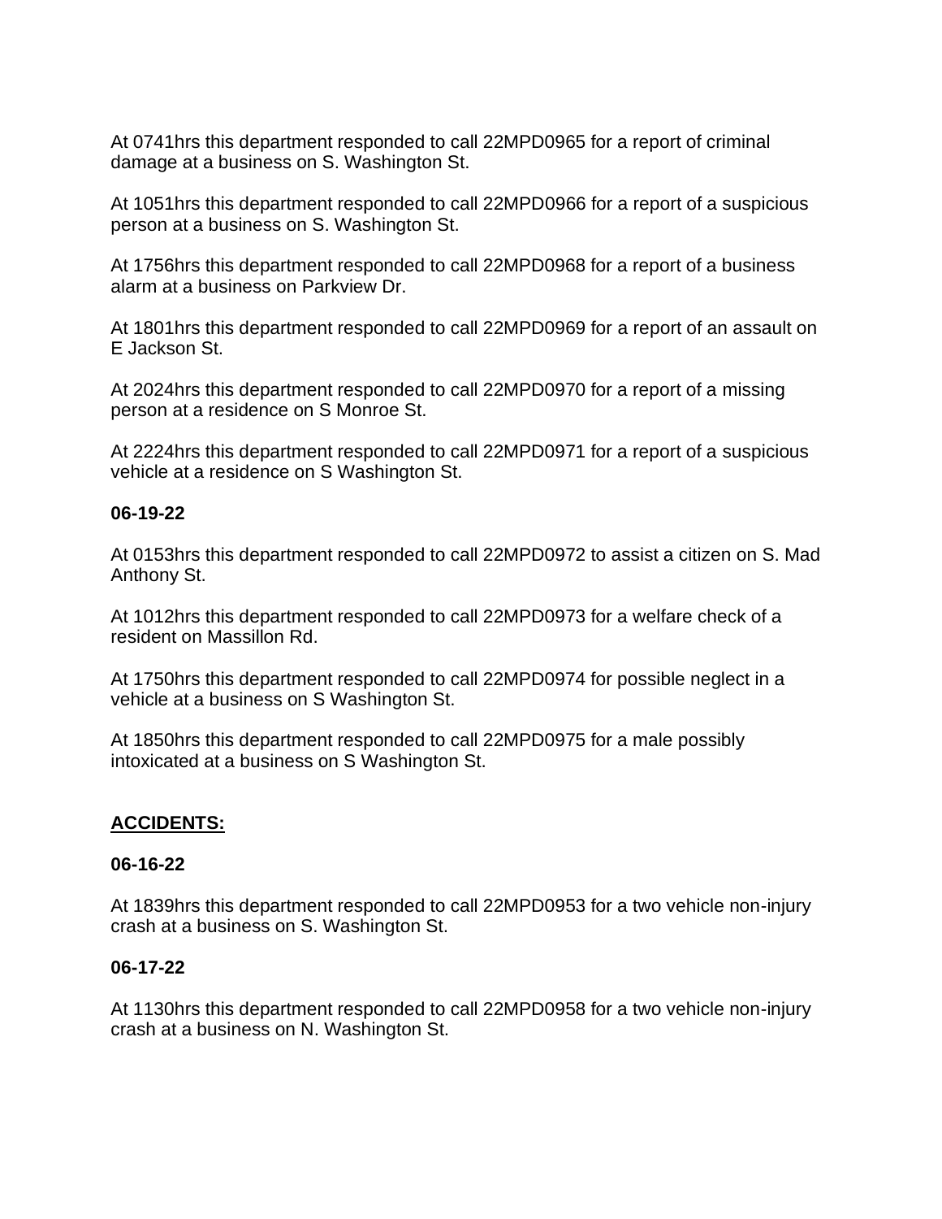At 0741hrs this department responded to call 22MPD0965 for a report of criminal damage at a business on S. Washington St.

At 1051hrs this department responded to call 22MPD0966 for a report of a suspicious person at a business on S. Washington St.

At 1756hrs this department responded to call 22MPD0968 for a report of a business alarm at a business on Parkview Dr.

At 1801hrs this department responded to call 22MPD0969 for a report of an assault on E Jackson St.

At 2024hrs this department responded to call 22MPD0970 for a report of a missing person at a residence on S Monroe St.

At 2224hrs this department responded to call 22MPD0971 for a report of a suspicious vehicle at a residence on S Washington St.

**06-19-22**

At 0153hrs this department responded to call 22MPD0972 to assist a citizen on S. Mad Anthony St.

At 1012hrs this department responded to call 22MPD0973 for a welfare check of a resident on Massillon Rd.

At 1750hrs this department responded to call 22MPD0974 for possible neglect in a vehicle at a business on S Washington St.

At 1850hrs this department responded to call 22MPD0975 for a male possibly intoxicated at a business on S Washington St.

**ACCIDENTS:**

**06-16-22**

At 1839hrs this department responded to call 22MPD0953 for a two vehicle non-injury crash at a business on S. Washington St.

**06-17-22**

At 1130hrs this department responded to call 22MPD0958 for a two vehicle non-injury crash at a business on N. Washington St.